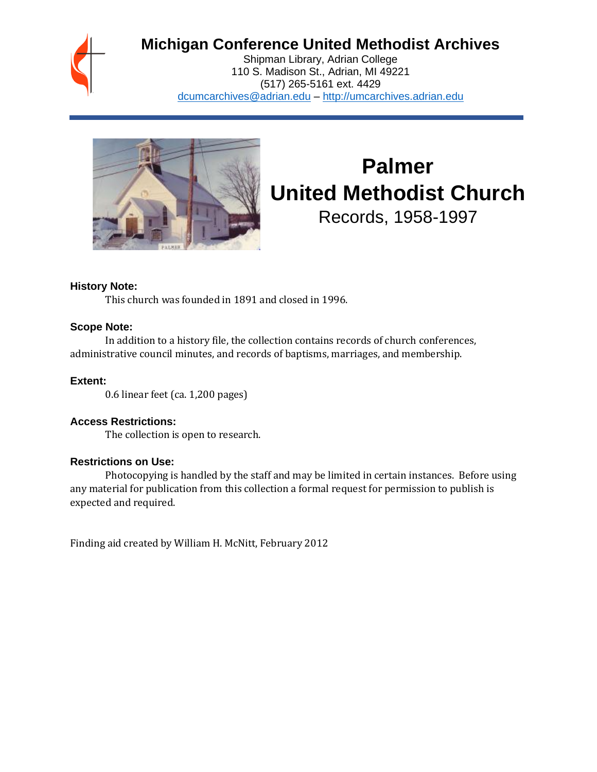# Michigan Conference United Methodist Archives

Shipman Library, Adrian College
110 S. Madison St., Adrian, MI 49221
(517) 265-5161 ext. 4429
dcumcarchives@adrian.edu – http://umcarchives.adrian.edu

# Palmer United Methodist Church

## Records, 1958-1997

### History Note:

This church was founded in 1891 and closed in 1996.

### Scope Note:

In addition to a history file, the collection contains records of church conferences, administrative council minutes, and records of baptisms, marriages, and membership.

### Extent:

0.6 linear feet (ca. 1,200 pages)

### Access Restrictions:

The collection is open to research.

### Restrictions on Use:

Photocopying is handled by the staff and may be limited in certain instances. Before using any material for publication from this collection a formal request for permission to publish is expected and required.

Finding aid created by William H. McNitt, February 2012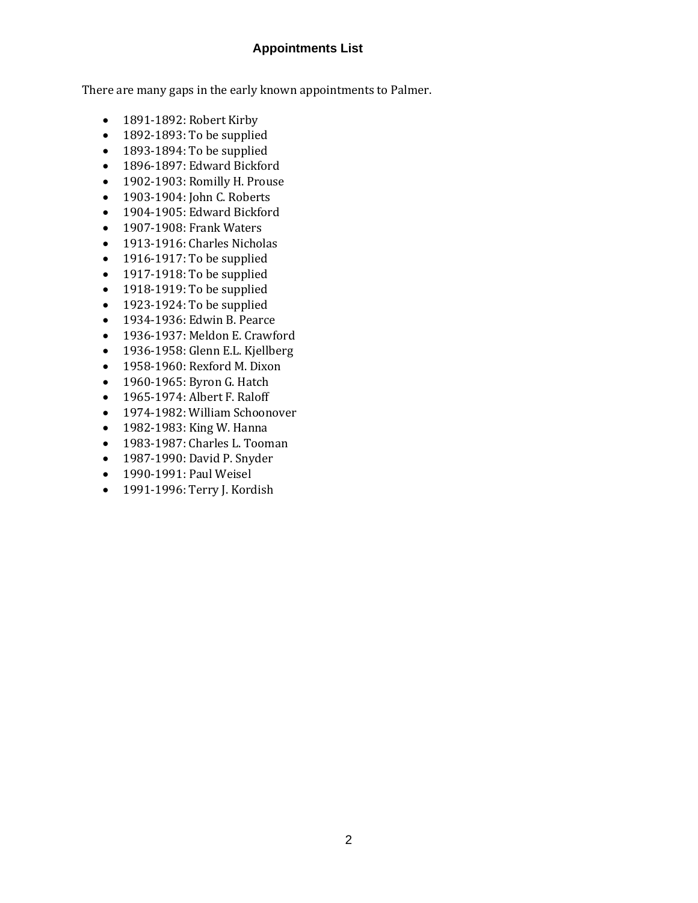## Appointments List

There are many gaps in the early known appointments to Palmer.

- 1891-1892: Robert Kirby
- 1892-1893: To be supplied
- 1893-1894: To be supplied
- 1896-1897: Edward Bickford
- 1902-1903: Romilly H. Prouse
- 1903-1904: John C. Roberts
- 1904-1905: Edward Bickford
- 1907-1908: Frank Waters
- 1913-1916: Charles Nicholas
- 1916-1917: To be supplied
- 1917-1918: To be supplied
- 1918-1919: To be supplied
- 1923-1924: To be supplied
- 1934-1936: Edwin B. Pearce
- 1936-1937: Meldon E. Crawford
- 1936-1958: Glenn E.L. Kjellberg
- 1958-1960: Rexford M. Dixon
- 1960-1965: Byron G. Hatch
- 1965-1974: Albert F. Raloff
- 1974-1982: William Schoonover
- 1982-1983: King W. Hanna
- 1983-1987: Charles L. Tooman
- 1987-1990: David P. Snyder
- 1990-1991: Paul Weisel
- 1991-1996: Terry J. Kordish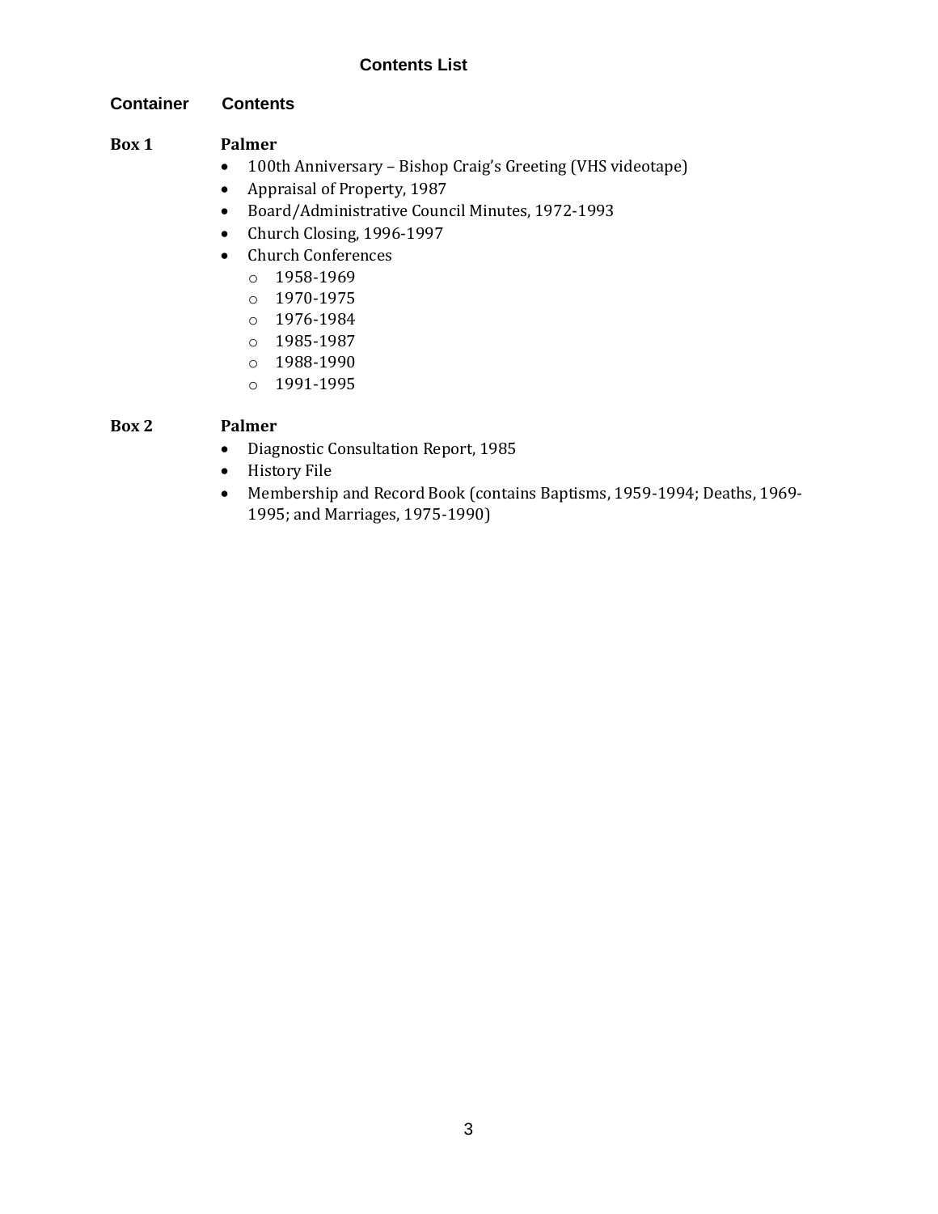## Contents List

| Container | Contents |
|---|---|
| **Box 1** | **Palmer** |

- 100th Anniversary – Bishop Craig's Greeting (VHS videotape)
- Appraisal of Property, 1987
- Board/Administrative Council Minutes, 1972-1993
- Church Closing, 1996-1997
- Church Conferences
  - 1958-1969
  - 1970-1975
  - 1976-1984
  - 1985-1987
  - 1988-1990
  - 1991-1995

| Container | Contents |
|---|---|
| **Box 2** | **Palmer** |

- Diagnostic Consultation Report, 1985
- History File
- Membership and Record Book (contains Baptisms, 1959-1994; Deaths, 1969-1995; and Marriages, 1975-1990)